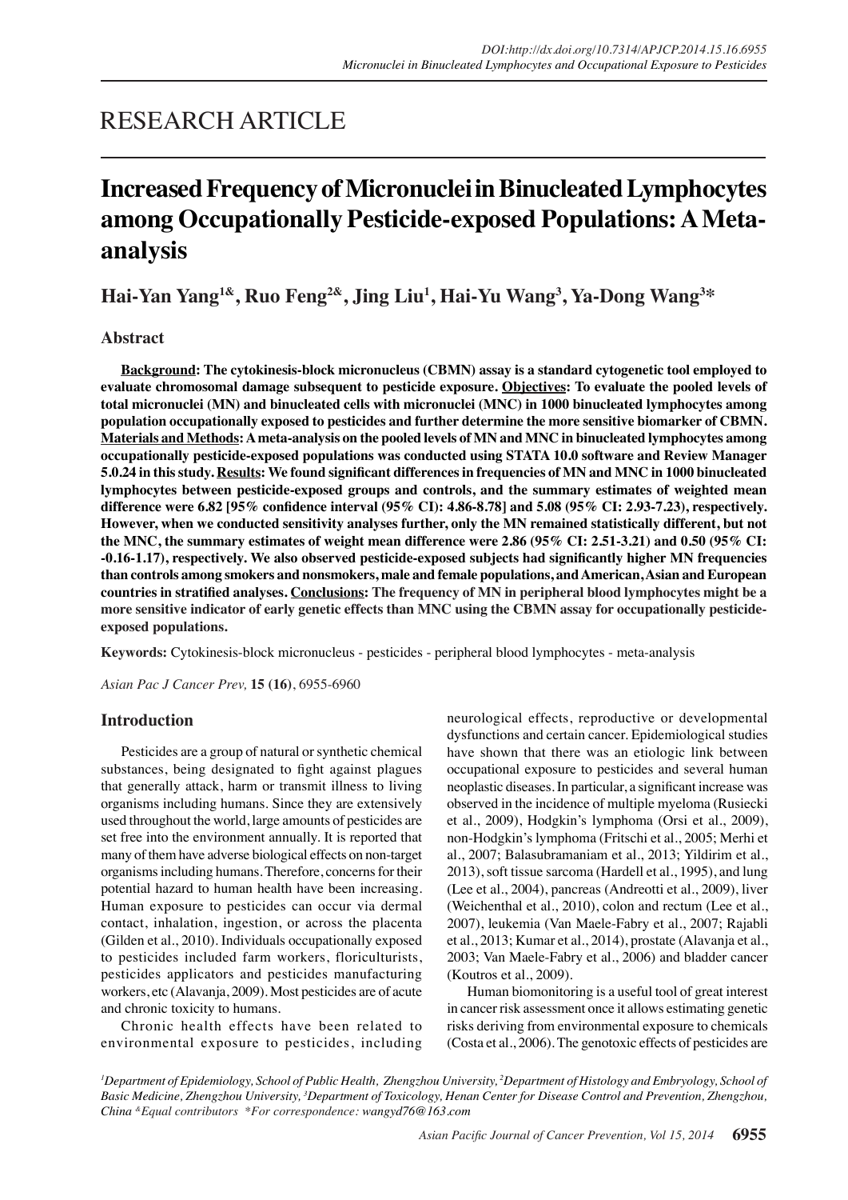RESEARCH ARTICLE

# Increased Frequency of Micronuclei in Binucleated Lymphocytes among Occupationally Pesticide-exposed Populations: A Meta-analysis

**Hai-Yan Yang[1&], Ruo Feng[2&], Jing Liu[1], Hai-Yu Wang[3], Ya-Dong Wang[3]***

## Abstract

**Background: The cytokinesis-block micronucleus (CBMN) assay is a standard cytogenetic tool employed to evaluate chromosomal damage subsequent to pesticide exposure. Objectives: To evaluate the pooled levels of total micronuclei (MN) and binucleated cells with micronuclei (MNC) in 1000 binucleated lymphocytes among population occupationally exposed to pesticides and further determine the more sensitive biomarker of CBMN. Materials and Methods: A meta-analysis on the pooled levels of MN and MNC in binucleated lymphocytes among occupationally pesticide-exposed populations was conducted using STATA 10.0 software and Review Manager 5.0.24 in this study. Results: We found significant differences in frequencies of MN and MNC in 1000 binucleated lymphocytes between pesticide-exposed groups and controls, and the summary estimates of weighted mean difference were 6.82 [95% confidence interval (95% CI): 4.86-8.78] and 5.08 (95% CI: 2.93-7.23), respectively. However, when we conducted sensitivity analyses further, only the MN remained statistically different, but not the MNC, the summary estimates of weight mean difference were 2.86 (95% CI: 2.51-3.21) and 0.50 (95% CI: -0.16-1.17), respectively. We also observed pesticide-exposed subjects had significantly higher MN frequencies than controls among smokers and nonsmokers, male and female populations, and American, Asian and European countries in stratified analyses. Conclusions: The frequency of MN in peripheral blood lymphocytes might be a more sensitive indicator of early genetic effects than MNC using the CBMN assay for occupationally pesticide-exposed populations.**

**Keywords:** Cytokinesis-block micronucleus - pesticides - peripheral blood lymphocytes - meta-analysis

*Asian Pac J Cancer Prev,* **15 (16)**, 6955-6960

## Introduction

Pesticides are a group of natural or synthetic chemical substances, being designated to fight against plagues that generally attack, harm or transmit illness to living organisms including humans. Since they are extensively used throughout the world, large amounts of pesticides are set free into the environment annually. It is reported that many of them have adverse biological effects on non-target organisms including humans. Therefore, concerns for their potential hazard to human health have been increasing. Human exposure to pesticides can occur via dermal contact, inhalation, ingestion, or across the placenta (Gilden et al., 2010). Individuals occupationally exposed to pesticides included farm workers, floriculturists, pesticides applicators and pesticides manufacturing workers, etc (Alavanja, 2009). Most pesticides are of acute and chronic toxicity to humans.

Chronic health effects have been related to environmental exposure to pesticides, including neurological effects, reproductive or developmental dysfunctions and certain cancer. Epidemiological studies have shown that there was an etiologic link between occupational exposure to pesticides and several human neoplastic diseases. In particular, a significant increase was observed in the incidence of multiple myeloma (Rusiecki et al., 2009), Hodgkin's lymphoma (Orsi et al., 2009), non-Hodgkin's lymphoma (Fritschi et al., 2005; Merhi et al., 2007; Balasubramaniam et al., 2013; Yildirim et al., 2013), soft tissue sarcoma (Hardell et al., 1995), and lung (Lee et al., 2004), pancreas (Andreotti et al., 2009), liver (Weichenthal et al., 2010), colon and rectum (Lee et al., 2007), leukemia (Van Maele-Fabry et al., 2007; Rajabli et al., 2013; Kumar et al., 2014), prostate (Alavanja et al., 2003; Van Maele-Fabry et al., 2006) and bladder cancer (Koutros et al., 2009).

Human biomonitoring is a useful tool of great interest in cancer risk assessment once it allows estimating genetic risks deriving from environmental exposure to chemicals (Costa et al., 2006). The genotoxic effects of pesticides are

*[1]Department of Epidemiology, School of Public Health, Zhengzhou University, [2]Department of Histology and Embryology, School of Basic Medicine, Zhengzhou University, [3]Department of Toxicology, Henan Center for Disease Control and Prevention, Zhengzhou, China [&]Equal contributors \*For correspondence: wangyd76@163.com*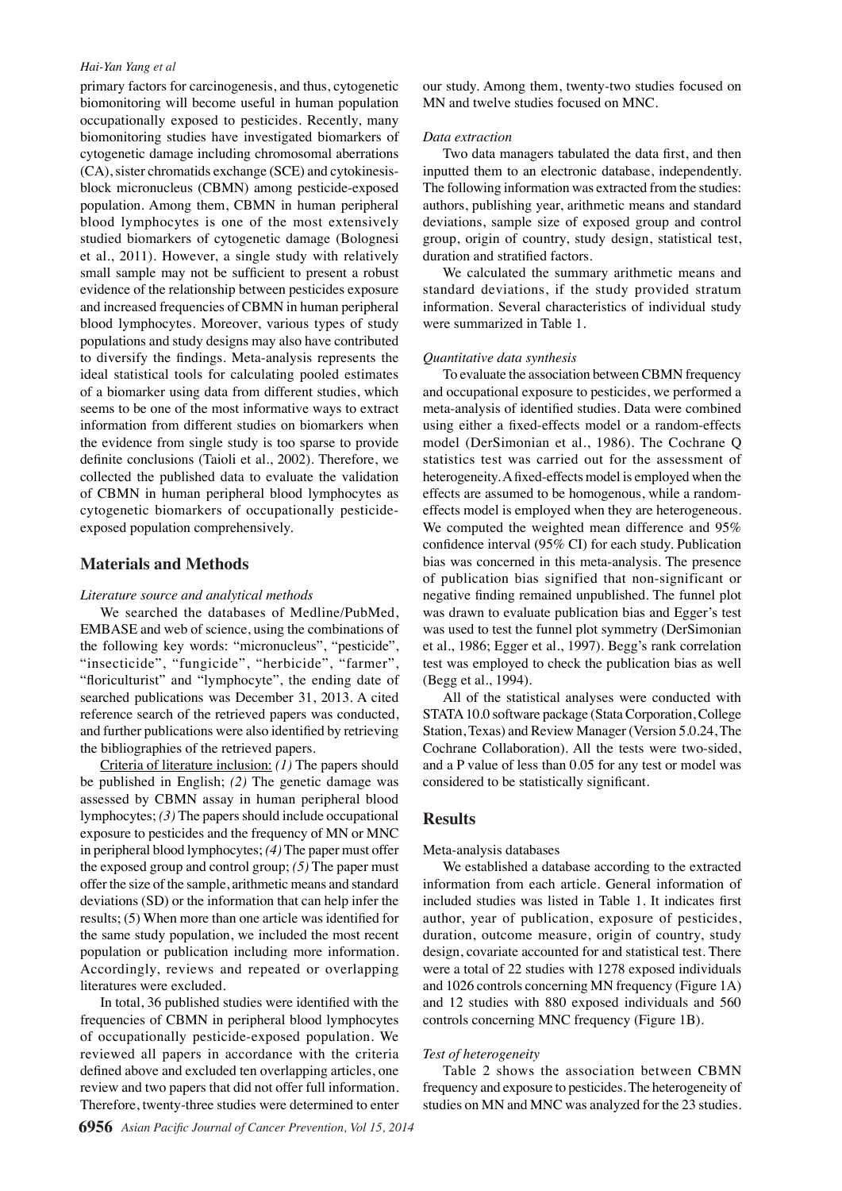primary factors for carcinogenesis, and thus, cytogenetic biomonitoring will become useful in human population occupationally exposed to pesticides. Recently, many biomonitoring studies have investigated biomarkers of cytogenetic damage including chromosomal aberrations (CA), sister chromatids exchange (SCE) and cytokinesis-block micronucleus (CBMN) among pesticide-exposed population. Among them, CBMN in human peripheral blood lymphocytes is one of the most extensively studied biomarkers of cytogenetic damage (Bolognesi et al., 2011). However, a single study with relatively small sample may not be sufficient to present a robust evidence of the relationship between pesticides exposure and increased frequencies of CBMN in human peripheral blood lymphocytes. Moreover, various types of study populations and study designs may also have contributed to diversify the findings. Meta-analysis represents the ideal statistical tools for calculating pooled estimates of a biomarker using data from different studies, which seems to be one of the most informative ways to extract information from different studies on biomarkers when the evidence from single study is too sparse to provide definite conclusions (Taioli et al., 2002). Therefore, we collected the published data to evaluate the validation of CBMN in human peripheral blood lymphocytes as cytogenetic biomarkers of occupationally pesticide-exposed population comprehensively.

## Materials and Methods

*Literature source and analytical methods*

We searched the databases of Medline/PubMed, EMBASE and web of science, using the combinations of the following key words: "micronucleus", "pesticide", "insecticide", "fungicide", "herbicide", "farmer", "floriculturist" and "lymphocyte", the ending date of searched publications was December 31, 2013. A cited reference search of the retrieved papers was conducted, and further publications were also identified by retrieving the bibliographies of the retrieved papers.

Criteria of literature inclusion: *(1)* The papers should be published in English; *(2)* The genetic damage was assessed by CBMN assay in human peripheral blood lymphocytes; *(3)* The papers should include occupational exposure to pesticides and the frequency of MN or MNC in peripheral blood lymphocytes; *(4)* The paper must offer the exposed group and control group; *(5)* The paper must offer the size of the sample, arithmetic means and standard deviations (SD) or the information that can help infer the results; (5) When more than one article was identified for the same study population, we included the most recent population or publication including more information. Accordingly, reviews and repeated or overlapping literatures were excluded.

In total, 36 published studies were identified with the frequencies of CBMN in peripheral blood lymphocytes of occupationally pesticide-exposed population. We reviewed all papers in accordance with the criteria defined above and excluded ten overlapping articles, one review and two papers that did not offer full information. Therefore, twenty-three studies were determined to enter our study. Among them, twenty-two studies focused on MN and twelve studies focused on MNC.

*Data extraction*

Two data managers tabulated the data first, and then inputted them to an electronic database, independently. The following information was extracted from the studies: authors, publishing year, arithmetic means and standard deviations, sample size of exposed group and control group, origin of country, study design, statistical test, duration and stratified factors.

We calculated the summary arithmetic means and standard deviations, if the study provided stratum information. Several characteristics of individual study were summarized in Table 1.

*Quantitative data synthesis*

To evaluate the association between CBMN frequency and occupational exposure to pesticides, we performed a meta-analysis of identified studies. Data were combined using either a fixed-effects model or a random-effects model (DerSimonian et al., 1986). The Cochrane Q statistics test was carried out for the assessment of heterogeneity. A fixed-effects model is employed when the effects are assumed to be homogenous, while a random-effects model is employed when they are heterogeneous. We computed the weighted mean difference and 95% confidence interval (95% CI) for each study. Publication bias was concerned in this meta-analysis. The presence of publication bias signified that non-significant or negative finding remained unpublished. The funnel plot was drawn to evaluate publication bias and Egger's test was used to test the funnel plot symmetry (DerSimonian et al., 1986; Egger et al., 1997). Begg's rank correlation test was employed to check the publication bias as well (Begg et al., 1994).

All of the statistical analyses were conducted with STATA 10.0 software package (Stata Corporation, College Station, Texas) and Review Manager (Version 5.0.24, The Cochrane Collaboration). All the tests were two-sided, and a P value of less than 0.05 for any test or model was considered to be statistically significant.

## Results

Meta-analysis databases

We established a database according to the extracted information from each article. General information of included studies was listed in Table 1. It indicates first author, year of publication, exposure of pesticides, duration, outcome measure, origin of country, study design, covariate accounted for and statistical test. There were a total of 22 studies with 1278 exposed individuals and 1026 controls concerning MN frequency (Figure 1A) and 12 studies with 880 exposed individuals and 560 controls concerning MNC frequency (Figure 1B).

*Test of heterogeneity*

Table 2 shows the association between CBMN frequency and exposure to pesticides. The heterogeneity of studies on MN and MNC was analyzed for the 23 studies.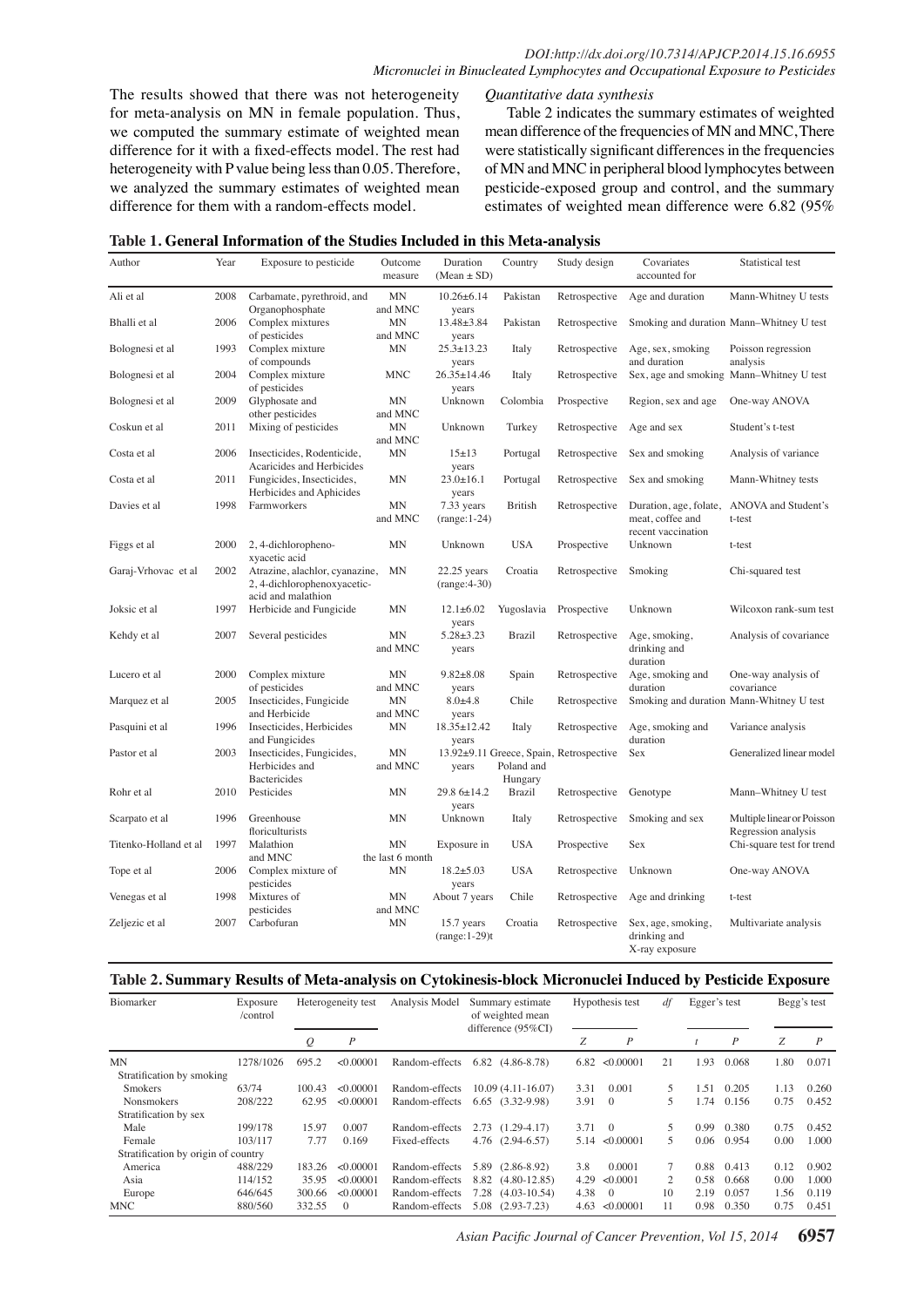The results showed that there was not heterogeneity for meta-analysis on MN in female population. Thus, we computed the summary estimate of weighted mean difference for it with a fixed-effects model. The rest had heterogeneity with P value being less than 0.05. Therefore, we analyzed the summary estimates of weighted mean difference for them with a random-effects model.

*Quantitative data synthesis*

Table 2 indicates the summary estimates of weighted mean difference of the frequencies of MN and MNC, There were statistically significant differences in the frequencies of MN and MNC in peripheral blood lymphocytes between pesticide-exposed group and control, and the summary estimates of weighted mean difference were 6.82 (95%

**Table 1. General Information of the Studies Included in this Meta-analysis**

| Author | Year | Exposure to pesticide | Outcome measure | Duration (Mean ± SD) | Country | Study design | Covariates accounted for | Statistical test |
|---|---|---|---|---|---|---|---|---|
| Ali et al | 2008 | Carbamate, pyrethroid, and Organophosphate | MN and MNC | 10.26±6.14 years | Pakistan | Retrospective | Age and duration | Mann-Whitney U tests |
| Bhalli et al | 2006 | Complex mixtures of pesticides | MN and MNC | 13.48±3.84 years | Pakistan | Retrospective | Smoking and duration | Mann–Whitney U test |
| Bolognesi et al | 1993 | Complex mixture of compounds | MN | 25.3±13.23 years | Italy | Retrospective | Age, sex, smoking and duration | Poisson regression analysis |
| Bolognesi et al | 2004 | Complex mixture of pesticides | MNC | 26.35±14.46 years | Italy | Retrospective | Sex, age and smoking | Mann–Whitney U test |
| Bolognesi et al | 2009 | Glyphosate and other pesticides | MN and MNC | Unknown | Colombia | Prospective | Region, sex and age | One-way ANOVA |
| Coskun et al | 2011 | Mixing of pesticides | MN and MNC | Unknown | Turkey | Retrospective | Age and sex | Student's t-test |
| Costa et al | 2006 | Insecticides, Rodenticide, Acaricides and Herbicides | MN | 15±13 years | Portugal | Retrospective | Sex and smoking | Analysis of variance |
| Costa et al | 2011 | Fungicides, Insecticides, Herbicides and Aphicides | MN | 23.0±16.1 years | Portugal | Retrospective | Sex and smoking | Mann-Whitney tests |
| Davies et al | 1998 | Farmworkers | MN and MNC | 7.33 years (range:1-24) | British | Retrospective | Duration, age, folate, meat, coffee and recent vaccination | ANOVA and Student's t-test |
| Figgs et al | 2000 | 2, 4-dichloropheno-xyacetic acid | MN | Unknown | USA | Prospective | Unknown | t-test |
| Garaj-Vrhovac et al | 2002 | Atrazine, alachlor, cyanazine, 2, 4-dichlorophenoxyacetic-acid and malathion | MN | 22.25 years (range:4-30) | Croatia | Retrospective | Smoking | Chi-squared test |
| Joksic et al | 1997 | Herbicide and Fungicide | MN | 12.1±6.02 years | Yugoslavia | Prospective | Unknown | Wilcoxon rank-sum test |
| Kehdy et al | 2007 | Several pesticides | MN and MNC | 5.28±3.23 years | Brazil | Retrospective | Age, smoking, drinking and duration | Analysis of covariance |
| Lucero et al | 2000 | Complex mixture of pesticides | MN and MNC | 9.82±8.08 years | Spain | Retrospective | Age, smoking and duration | One-way analysis of covariance |
| Marquez et al | 2005 | Insecticides, Fungicide and Herbicide | MN and MNC | 8.0±4.8 years | Chile | Retrospective | Smoking and duration | Mann-Whitney U test |
| Pasquini et al | 1996 | Insecticides, Herbicides and Fungicides | MN | 18.35±12.42 years | Italy | Retrospective | Age, smoking and duration | Variance analysis |
| Pastor et al | 2003 | Insecticides, Fungicides, Herbicides and Bactericides | MN and MNC | 13.92±9.11 years | Greece, Spain, Poland and Hungary | Retrospective | Sex | Generalized linear model |
| Rohr et al | 2010 | Pesticides | MN | 29.8 6±14.2 years | Brazil | Retrospective | Genotype | Mann–Whitney U test |
| Scarpato et al | 1996 | Greenhouse floriculturists | MN | Unknown | Italy | Retrospective | Smoking and sex | Multiple linear or Poisson Regression analysis |
| Titenko-Holland et al | 1997 | Malathion and MNC | MN the last 6 month | Exposure in | USA | Prospective | Sex | Chi-square test for trend |
| Tope et al | 2006 | Complex mixture of pesticides | MN | 18.2±5.03 years | USA | Retrospective | Unknown | One-way ANOVA |
| Venegas et al | 1998 | Mixtures of pesticides | MN and MNC | About 7 years | Chile | Retrospective | Age and drinking | t-test |
| Zeljezic et al | 2007 | Carbofuran | MN | 15.7 years (range:1-29)t | Croatia | Retrospective | Sex, age, smoking, drinking and X-ray exposure | Multivariate analysis |

**Table 2. Summary Results of Meta-analysis on Cytokinesis-block Micronuclei Induced by Pesticide Exposure**

| Biomarker | Exposure /control | Heterogeneity test | | Analysis Model | Summary estimate of weighted mean difference (95%CI) | Hypothesis test | | *df* | Egger's test | | Begg's test | |
|---|---|---|---|---|---|---|---|---|---|---|---|---|
| | | *Q* | *P* | | | *Z* | *P* | | *t* | *P* | *Z* | *P* |
| MN | 1278/1026 | 695.2 | <0.00001 | Random-effects | 6.82 (4.86-8.78) | 6.82 | <0.00001 | 21 | 1.93 | 0.068 | 1.80 | 0.071 |
| Stratification by smoking | | | | | | | | | | | | |
| Smokers | 63/74 | 100.43 | <0.00001 | Random-effects | 10.09 (4.11-16.07) | 3.31 | 0.001 | 5 | 1.51 | 0.205 | 1.13 | 0.260 |
| Nonsmokers | 208/222 | 62.95 | <0.00001 | Random-effects | 6.65 (3.32-9.98) | 3.91 | 0 | 5 | 1.74 | 0.156 | 0.75 | 0.452 |
| Stratification by sex | | | | | | | | | | | | |
| Male | 199/178 | 15.97 | 0.007 | Random-effects | 2.73 (1.29-4.17) | 3.71 | 0 | 5 | 0.99 | 0.380 | 0.75 | 0.452 |
| Female | 103/117 | 7.77 | 0.169 | Fixed-effects | 4.76 (2.94-6.57) | 5.14 | <0.00001 | 5 | 0.06 | 0.954 | 0.00 | 1.000 |
| Stratification by origin of country | | | | | | | | | | | | |
| America | 488/229 | 183.26 | <0.00001 | Random-effects | 5.89 (2.86-8.92) | 3.8 | 0.0001 | 7 | 0.88 | 0.413 | 0.12 | 0.902 |
| Asia | 114/152 | 35.95 | <0.00001 | Random-effects | 8.82 (4.80-12.85) | 4.29 | <0.0001 | 2 | 0.58 | 0.668 | 0.00 | 1.000 |
| Europe | 646/645 | 300.66 | <0.00001 | Random-effects | 7.28 (4.03-10.54) | 4.38 | 0 | 10 | 2.19 | 0.057 | 1.56 | 0.119 |
| MNC | 880/560 | 332.55 | 0 | Random-effects | 5.08 (2.93-7.23) | 4.63 | <0.00001 | 11 | 0.98 | 0.350 | 0.75 | 0.451 |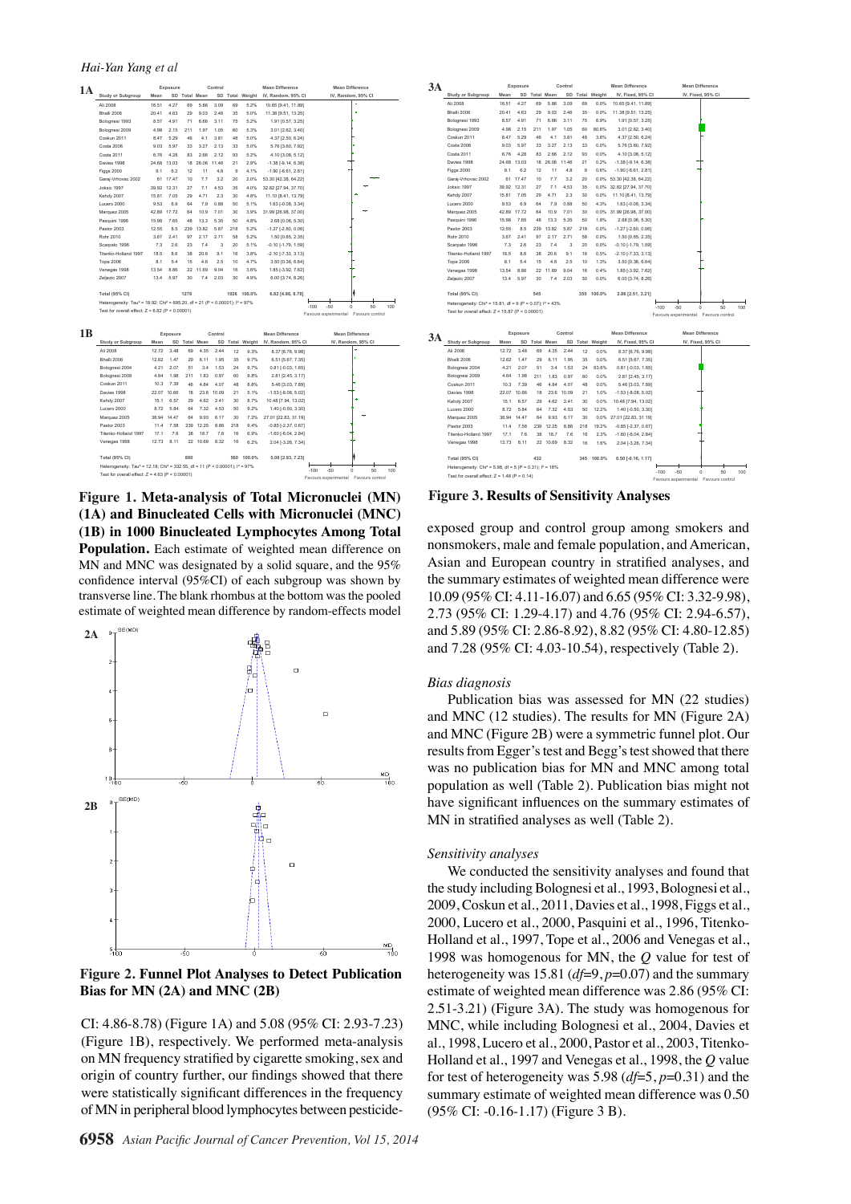**Figure 1. Meta-analysis of Total Micronuclei (MN) (1A) and Binucleated Cells with Micronuclei (MNC) (1B) in 1000 Binucleated Lymphocytes Among Total Population.** Each estimate of weighted mean difference on MN and MNC was designated by a solid square, and the 95% confidence interval (95%CI) of each subgroup was shown by transverse line. The blank rhombus at the bottom was the pooled estimate of weighted mean difference by random-effects model

**Figure 2. Funnel Plot Analyses to Detect Publication Bias for MN (2A) and MNC (2B)**

CI: 4.86-8.78) (Figure 1A) and 5.08 (95% CI: 2.93-7.23) (Figure 1B), respectively. We performed meta-analysis on MN frequency stratified by cigarette smoking, sex and origin of country further, our findings showed that there were statistically significant differences in the frequency of MN in peripheral blood lymphocytes between pesticide-exposed group and control group among smokers and nonsmokers, male and female population, and American, Asian and European country in stratified analyses, and the summary estimates of weighted mean difference were 10.09 (95% CI: 4.11-16.07) and 6.65 (95% CI: 3.32-9.98), 2.73 (95% CI: 1.29-4.17) and 4.76 (95% CI: 2.94-6.57), and 5.89 (95% CI: 2.86-8.92), 8.82 (95% CI: 4.80-12.85) and 7.28 (95% CI: 4.03-10.54), respectively (Table 2).

**Figure 3. Results of Sensitivity Analyses**

### *Bias diagnosis*

Publication bias was assessed for MN (22 studies) and MNC (12 studies). The results for MN (Figure 2A) and MNC (Figure 2B) were a symmetric funnel plot. Our results from Egger's test and Begg's test showed that there was no publication bias for MN and MNC among total population as well (Table 2). Publication bias might not have significant influences on the summary estimates of MN in stratified analyses as well (Table 2).

### *Sensitivity analyses*

We conducted the sensitivity analyses and found that the study including Bolognesi et al., 1993, Bolognesi et al., 2009, Coskun et al., 2011, Davies et al., 1998, Figgs et al., 2000, Lucero et al., 2000, Pasquini et al., 1996, Titenko-Holland et al., 1997, Tope et al., 2006 and Venegas et al., 1998 was homogenous for MN, the *Q* value for test of heterogeneity was 15.81 ($df$=9, $p$=0.07) and the summary estimate of weighted mean difference was 2.86 (95% CI: 2.51-3.21) (Figure 3A). The study was homogenous for MNC, while including Bolognesi et al., 2004, Davies et al., 1998, Lucero et al., 2000, Pastor et al., 2003, Titenko-Holland et al., 1997 and Venegas et al., 1998, the *Q* value for test of heterogeneity was 5.98 ($df$=5, $p$=0.31); and the summary estimate of weighted mean difference was 0.50 (95% CI: -0.16-1.17) (Figure 3 B).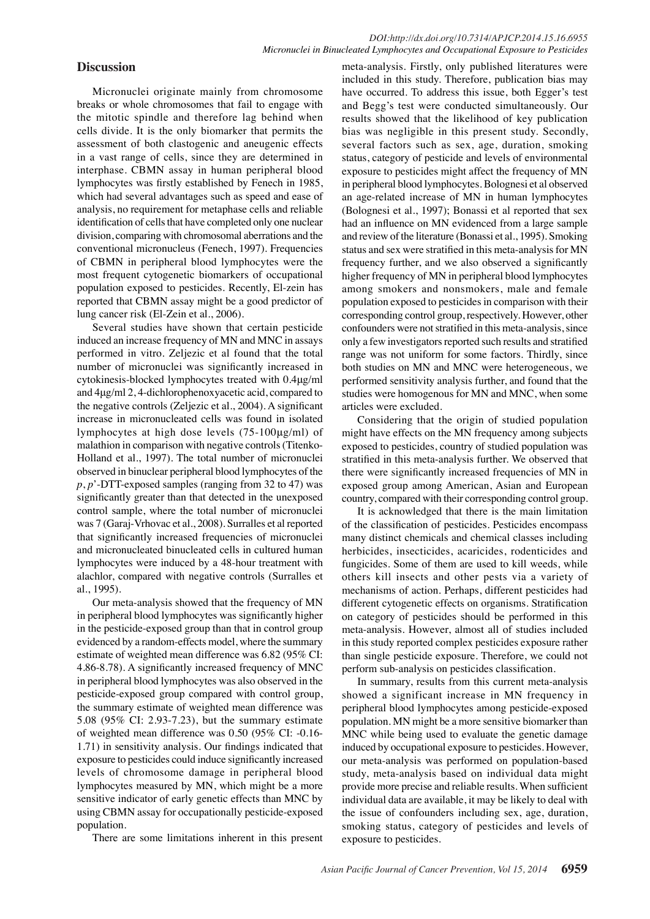## Discussion

Micronuclei originate mainly from chromosome breaks or whole chromosomes that fail to engage with the mitotic spindle and therefore lag behind when cells divide. It is the only biomarker that permits the assessment of both clastogenic and aneugenic effects in a vast range of cells, since they are determined in interphase. CBMN assay in human peripheral blood lymphocytes was firstly established by Fenech in 1985, which had several advantages such as speed and ease of analysis, no requirement for metaphase cells and reliable identification of cells that have completed only one nuclear division, comparing with chromosomal aberrations and the conventional micronucleus (Fenech, 1997). Frequencies of CBMN in peripheral blood lymphocytes were the most frequent cytogenetic biomarkers of occupational population exposed to pesticides. Recently, El-zein has reported that CBMN assay might be a good predictor of lung cancer risk (El-Zein et al., 2006).

Several studies have shown that certain pesticide induced an increase frequency of MN and MNC in assays performed in vitro. Zeljezic et al found that the total number of micronuclei was significantly increased in cytokinesis-blocked lymphocytes treated with 0.4μg/ml and 4μg/ml 2, 4-dichlorophenoxyacetic acid, compared to the negative controls (Zeljezic et al., 2004). A significant increase in micronucleated cells was found in isolated lymphocytes at high dose levels (75-100μg/ml) of malathion in comparison with negative controls (Titenko-Holland et al., 1997). The total number of micronuclei observed in binuclear peripheral blood lymphocytes of the *p, p'*-DTT-exposed samples (ranging from 32 to 47) was significantly greater than that detected in the unexposed control sample, where the total number of micronuclei was 7 (Garaj-Vrhovac et al., 2008). Surralles et al reported that significantly increased frequencies of micronuclei and micronucleated binucleated cells in cultured human lymphocytes were induced by a 48-hour treatment with alachlor, compared with negative controls (Surralles et al., 1995).

Our meta-analysis showed that the frequency of MN in peripheral blood lymphocytes was significantly higher in the pesticide-exposed group than that in control group evidenced by a random-effects model, where the summary estimate of weighted mean difference was 6.82 (95% CI: 4.86-8.78). A significantly increased frequency of MNC in peripheral blood lymphocytes was also observed in the pesticide-exposed group compared with control group, the summary estimate of weighted mean difference was 5.08 (95% CI: 2.93-7.23), but the summary estimate of weighted mean difference was 0.50 (95% CI: -0.16-1.71) in sensitivity analysis. Our findings indicated that exposure to pesticides could induce significantly increased levels of chromosome damage in peripheral blood lymphocytes measured by MN, which might be a more sensitive indicator of early genetic effects than MNC by using CBMN assay for occupationally pesticide-exposed population.

There are some limitations inherent in this present meta-analysis. Firstly, only published literatures were included in this study. Therefore, publication bias may have occurred. To address this issue, both Egger's test and Begg's test were conducted simultaneously. Our results showed that the likelihood of key publication bias was negligible in this present study. Secondly, several factors such as sex, age, duration, smoking status, category of pesticide and levels of environmental exposure to pesticides might affect the frequency of MN in peripheral blood lymphocytes. Bolognesi et al observed an age-related increase of MN in human lymphocytes (Bolognesi et al., 1997); Bonassi et al reported that sex had an influence on MN evidenced from a large sample and review of the literature (Bonassi et al., 1995). Smoking status and sex were stratified in this meta-analysis for MN frequency further, and we also observed a significantly higher frequency of MN in peripheral blood lymphocytes among smokers and nonsmokers, male and female population exposed to pesticides in comparison with their corresponding control group, respectively. However, other confounders were not stratified in this meta-analysis, since only a few investigators reported such results and stratified range was not uniform for some factors. Thirdly, since both studies on MN and MNC were heterogeneous, we performed sensitivity analysis further, and found that the studies were homogenous for MN and MNC, when some articles were excluded.

Considering that the origin of studied population might have effects on the MN frequency among subjects exposed to pesticides, country of studied population was stratified in this meta-analysis further. We observed that there were significantly increased frequencies of MN in exposed group among American, Asian and European country, compared with their corresponding control group.

It is acknowledged that there is the main limitation of the classification of pesticides. Pesticides encompass many distinct chemicals and chemical classes including herbicides, insecticides, acaricides, rodenticides and fungicides. Some of them are used to kill weeds, while others kill insects and other pests via a variety of mechanisms of action. Perhaps, different pesticides had different cytogenetic effects on organisms. Stratification on category of pesticides should be performed in this meta-analysis. However, almost all of studies included in this study reported complex pesticides exposure rather than single pesticide exposure. Therefore, we could not perform sub-analysis on pesticides classification.

In summary, results from this current meta-analysis showed a significant increase in MN frequency in peripheral blood lymphocytes among pesticide-exposed population. MN might be a more sensitive biomarker than MNC while being used to evaluate the genetic damage induced by occupational exposure to pesticides. However, our meta-analysis was performed on population-based study, meta-analysis based on individual data might provide more precise and reliable results. When sufficient individual data are available, it may be likely to deal with the issue of confounders including sex, age, duration, smoking status, category of pesticides and levels of exposure to pesticides.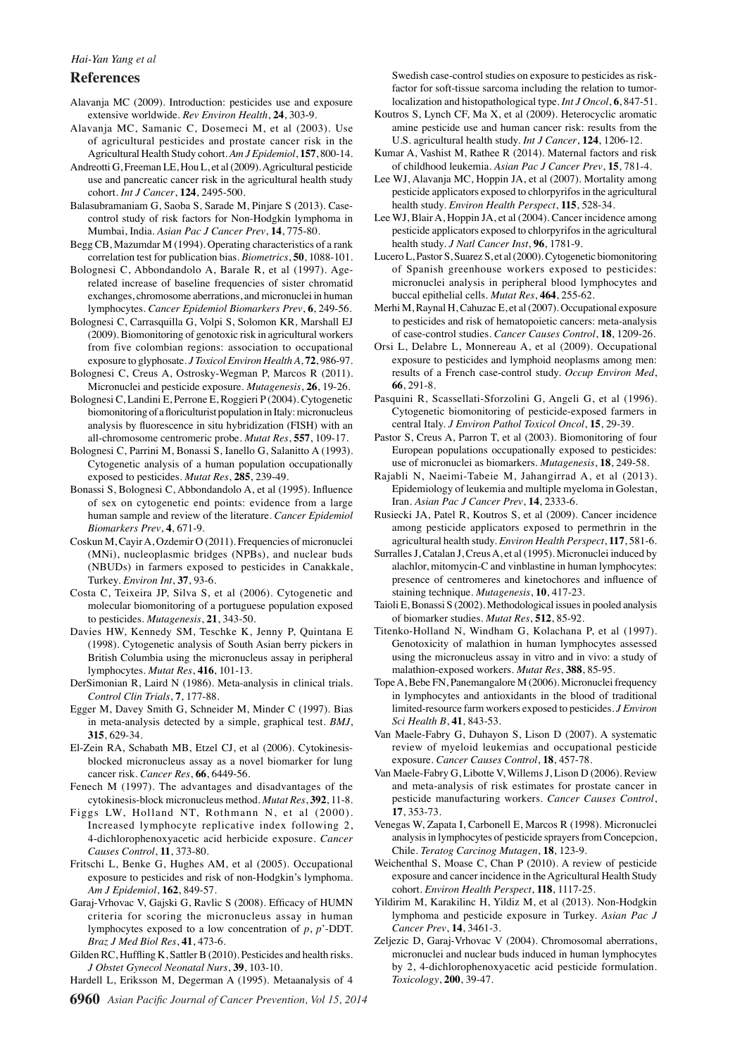## References

Alavanja MC (2009). Introduction: pesticides use and exposure extensive worldwide. *Rev Environ Health*, **24**, 303-9.

Alavanja MC, Samanic C, Dosemeci M, et al (2003). Use of agricultural pesticides and prostate cancer risk in the Agricultural Health Study cohort. *Am J Epidemiol*, **157**, 800-14.

Andreotti G, Freeman LE, Hou L, et al (2009). Agricultural pesticide use and pancreatic cancer risk in the agricultural health study cohort. *Int J Cancer*, **124**, 2495-500.

Balasubramaniam G, Saoba S, Sarade M, Pinjare S (2013). Case-control study of risk factors for Non-Hodgkin lymphoma in Mumbai, India. *Asian Pac J Cancer Prev*, **14**, 775-80.

Begg CB, Mazumdar M (1994). Operating characteristics of a rank correlation test for publication bias. *Biometrics*, **50**, 1088-101.

Bolognesi C, Abbondandolo A, Barale R, et al (1997). Age-related increase of baseline frequencies of sister chromatid exchanges, chromosome aberrations, and micronuclei in human lymphocytes. *Cancer Epidemiol Biomarkers Prev*, **6**, 249-56.

Bolognesi C, Carrasquilla G, Volpi S, Solomon KR, Marshall EJ (2009). Biomonitoring of genotoxic risk in agricultural workers from five colombian regions: association to occupational exposure to glyphosate. *J Toxicol Environ Health A*, **72**, 986-97.

Bolognesi C, Creus A, Ostrosky-Wegman P, Marcos R (2011). Micronuclei and pesticide exposure. *Mutagenesis*, **26**, 19-26.

Bolognesi C, Landini E, Perrone E, Roggieri P (2004). Cytogenetic biomonitoring of a floriculturist population in Italy: micronucleus analysis by fluorescence in situ hybridization (FISH) with an all-chromosome centromeric probe. *Mutat Res*, **557**, 109-17.

Bolognesi C, Parrini M, Bonassi S, Ianello G, Salanitto A (1993). Cytogenetic analysis of a human population occupationally exposed to pesticides. *Mutat Res*, **285**, 239-49.

Bonassi S, Bolognesi C, Abbondandolo A, et al (1995). Influence of sex on cytogenetic end points: evidence from a large human sample and review of the literature. *Cancer Epidemiol Biomarkers Prev*, **4**, 671-9.

Coskun M, Cayir A, Ozdemir O (2011). Frequencies of micronuclei (MNi), nucleoplasmic bridges (NPBs), and nuclear buds (NBUDs) in farmers exposed to pesticides in Canakkale, Turkey. *Environ Int*, **37**, 93-6.

Costa C, Teixeira JP, Silva S, et al (2006). Cytogenetic and molecular biomonitoring of a portuguese population exposed to pesticides. *Mutagenesis*, **21**, 343-50.

Davies HW, Kennedy SM, Teschke K, Jenny P, Quintana E (1998). Cytogenetic analysis of South Asian berry pickers in British Columbia using the micronucleus assay in peripheral lymphocytes. *Mutat Res*, **416**, 101-13.

DerSimonian R, Laird N (1986). Meta-analysis in clinical trials. *Control Clin Trials*, **7**, 177-88.

Egger M, Davey Smith G, Schneider M, Minder C (1997). Bias in meta-analysis detected by a simple, graphical test. *BMJ*, **315**, 629-34.

El-Zein RA, Schabath MB, Etzel CJ, et al (2006). Cytokinesis-blocked micronucleus assay as a novel biomarker for lung cancer risk. *Cancer Res*, **66**, 6449-56.

Fenech M (1997). The advantages and disadvantages of the cytokinesis-block micronucleus method. *Mutat Res*, **392**, 11-8.

Figgs LW, Holland NT, Rothmann N, et al (2000). Increased lymphocyte replicative index following 2, 4-dichlorophenoxyacetic acid herbicide exposure. *Cancer Causes Control*, **11**, 373-80.

Fritschi L, Benke G, Hughes AM, et al (2005). Occupational exposure to pesticides and risk of non-Hodgkin's lymphoma. *Am J Epidemiol*, **162**, 849-57.

Garaj-Vrhovac V, Gajski G, Ravlic S (2008). Efficacy of HUMN criteria for scoring the micronucleus assay in human lymphocytes exposed to a low concentration of *p*, *p*'-DDT. *Braz J Med Biol Res*, **41**, 473-6.

Gilden RC, Huffling K, Sattler B (2010). Pesticides and health risks. *J Obstet Gynecol Neonatal Nurs*, **39**, 103-10.

Hardell L, Eriksson M, Degerman A (1995). Metaanalysis of 4 Swedish case-control studies on exposure to pesticides as risk-factor for soft-tissue sarcoma including the relation to tumor-localization and histopathological type. *Int J Oncol*, **6**, 847-51.

Koutros S, Lynch CF, Ma X, et al (2009). Heterocyclic aromatic amine pesticide use and human cancer risk: results from the U.S. agricultural health study. *Int J Cancer*, **124**, 1206-12.

Kumar A, Vashist M, Rathee R (2014). Maternal factors and risk of childhood leukemia. *Asian Pac J Cancer Prev*, **15**, 781-4.

Lee WJ, Alavanja MC, Hoppin JA, et al (2007). Mortality among pesticide applicators exposed to chlorpyrifos in the agricultural health study. *Environ Health Perspect*, **115**, 528-34.

Lee WJ, Blair A, Hoppin JA, et al (2004). Cancer incidence among pesticide applicators exposed to chlorpyrifos in the agricultural health study. *J Natl Cancer Inst*, **96**, 1781-9.

Lucero L, Pastor S, Suarez S, et al (2000). Cytogenetic biomonitoring of Spanish greenhouse workers exposed to pesticides: micronuclei analysis in peripheral blood lymphocytes and buccal epithelial cells. *Mutat Res*, **464**, 255-62.

Merhi M, Raynal H, Cahuzac E, et al (2007). Occupational exposure to pesticides and risk of hematopoietic cancers: meta-analysis of case-control studies. *Cancer Causes Control*, **18**, 1209-26.

Orsi L, Delabre L, Monnereau A, et al (2009). Occupational exposure to pesticides and lymphoid neoplasms among men: results of a French case-control study. *Occup Environ Med*, **66**, 291-8.

Pasquini R, Scassellati-Sforzolini G, Angeli G, et al (1996). Cytogenetic biomonitoring of pesticide-exposed farmers in central Italy. *J Environ Pathol Toxicol Oncol*, **15**, 29-39.

Pastor S, Creus A, Parron T, et al (2003). Biomonitoring of four European populations occupationally exposed to pesticides: use of micronuclei as biomarkers. *Mutagenesis*, **18**, 249-58.

Rajabli N, Naeimi-Tabeie M, Jahangirrad A, et al (2013). Epidemiology of leukemia and multiple myeloma in Golestan, Iran. *Asian Pac J Cancer Prev*, **14**, 2333-6.

Rusiecki JA, Patel R, Koutros S, et al (2009). Cancer incidence among pesticide applicators exposed to permethrin in the agricultural health study. *Environ Health Perspect*, **117**, 581-6.

Surralles J, Catalan J, Creus A, et al (1995). Micronuclei induced by alachlor, mitomycin-C and vinblastine in human lymphocytes: presence of centromeres and kinetochores and influence of staining technique. *Mutagenesis*, **10**, 417-23.

Taioli E, Bonassi S (2002). Methodological issues in pooled analysis of biomarker studies. *Mutat Res*, **512**, 85-92.

Titenko-Holland N, Windham G, Kolachana P, et al (1997). Genotoxicity of malathion in human lymphocytes assessed using the micronucleus assay in vitro and in vivo: a study of malathion-exposed workers. *Mutat Res*, **388**, 85-95.

Tope A, Bebe FN, Panemangalore M (2006). Micronuclei frequency in lymphocytes and antioxidants in the blood of traditional limited-resource farm workers exposed to pesticides. *J Environ Sci Health B*, **41**, 843-53.

Van Maele-Fabry G, Duhayon S, Lison D (2007). A systematic review of myeloid leukemias and occupational pesticide exposure. *Cancer Causes Control*, **18**, 457-78.

Van Maele-Fabry G, Libotte V, Willems J, Lison D (2006). Review and meta-analysis of risk estimates for prostate cancer in pesticide manufacturing workers. *Cancer Causes Control*, **17**, 353-73.

Venegas W, Zapata I, Carbonell E, Marcos R (1998). Micronuclei analysis in lymphocytes of pesticide sprayers from Concepcion, Chile. *Teratog Carcinog Mutagen*, **18**, 123-9.

Weichenthal S, Moase C, Chan P (2010). A review of pesticide exposure and cancer incidence in the Agricultural Health Study cohort. *Environ Health Perspect*, **118**, 1117-25.

Yildirim M, Karakilinc H, Yildiz M, et al (2013). Non-Hodgkin lymphoma and pesticide exposure in Turkey. *Asian Pac J Cancer Prev*, **14**, 3461-3.

Zeljezic D, Garaj-Vrhovac V (2004). Chromosomal aberrations, micronuclei and nuclear buds induced in human lymphocytes by 2, 4-dichlorophenoxyacetic acid pesticide formulation. *Toxicology*, **200**, 39-47.